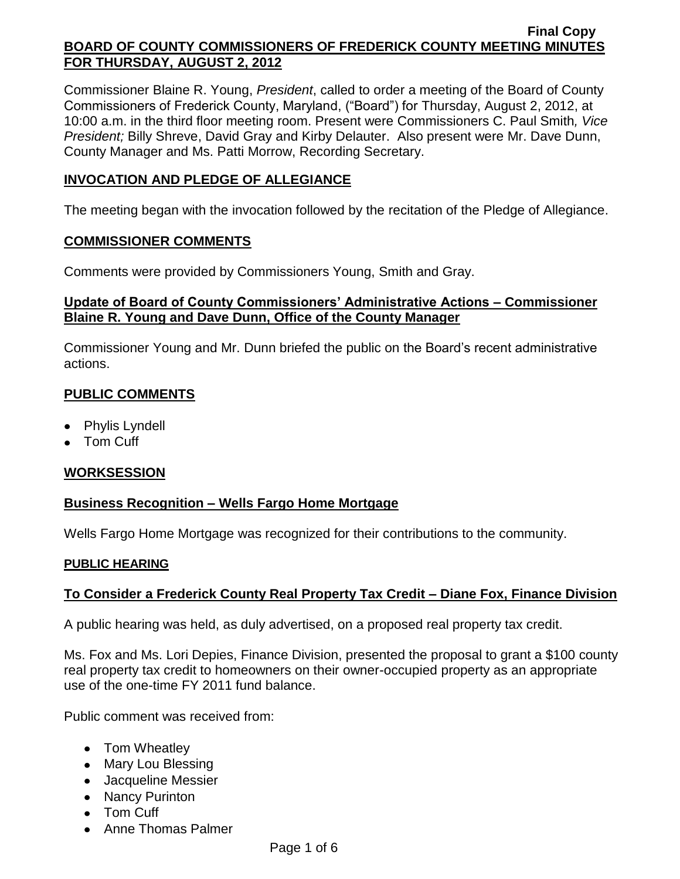Final Copy

# BOARD OF COUNTY COMMISSIONERS OF FREDERICK COUNTY MEETING MINUTES FOR THURSDAY, AUGUST 2, 2012

Commissioner Blaine R. Young, *President*, called to order a meeting of the Board of County Commissioners of Frederick County, Maryland, ("Board") for Thursday, August 2, 2012, at 10:00 a.m. in the third floor meeting room. Present were Commissioners C. Paul Smith*, Vice President;* Billy Shreve, David Gray and Kirby Delauter. Also present were Mr. Dave Dunn, County Manager and Ms. Patti Morrow, Recording Secretary.

## INVOCATION AND PLEDGE OF ALLEGIANCE

The meeting began with the invocation followed by the recitation of the Pledge of Allegiance.

## COMMISSIONER COMMENTS

Comments were provided by Commissioners Young, Smith and Gray.

## Update of Board of County Commissioners' Administrative Actions – Commissioner Blaine R. Young and Dave Dunn, Office of the County Manager

Commissioner Young and Mr. Dunn briefed the public on the Board's recent administrative actions.

## PUBLIC COMMENTS

- Phylis Lyndell
- Tom Cuff

## WORKSESSION

## Business Recognition – Wells Fargo Home Mortgage

Wells Fargo Home Mortgage was recognized for their contributions to the community.

## PUBLIC HEARING

## To Consider a Frederick County Real Property Tax Credit – Diane Fox, Finance Division

A public hearing was held, as duly advertised, on a proposed real property tax credit.

Ms. Fox and Ms. Lori Depies, Finance Division, presented the proposal to grant a $100 county real property tax credit to homeowners on their owner-occupied property as an appropriate use of the one-time FY 2011 fund balance.

Public comment was received from:

- Tom Wheatley
- Mary Lou Blessing
- Jacqueline Messier
- Nancy Purinton
- Tom Cuff
- Anne Thomas Palmer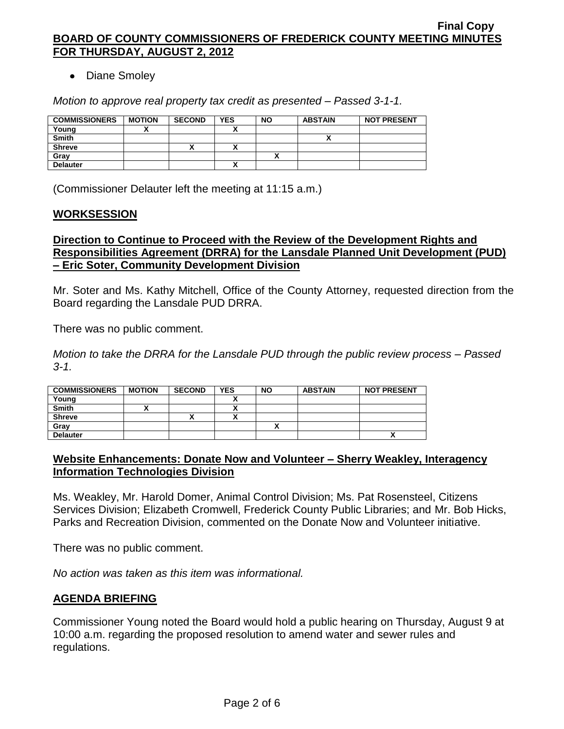- Diane Smoley

*Motion to approve real property tax credit as presented – Passed 3-1-1.*

| COMMISSIONERS | MOTION | SECOND | YES | NO | ABSTAIN | NOT PRESENT |
|---|---|---|---|---|---|---|
| Young | X | | X | | | |
| Smith | | | | | X | |
| Shreve | | X | X | | | |
| Gray | | | | X | | |
| Delauter | | | X | | | |

(Commissioner Delauter left the meeting at 11:15 a.m.)

## WORKSESSION

### Direction to Continue to Proceed with the Review of the Development Rights and Responsibilities Agreement (DRRA) for the Lansdale Planned Unit Development (PUD) – Eric Soter, Community Development Division

Mr. Soter and Ms. Kathy Mitchell, Office of the County Attorney, requested direction from the Board regarding the Lansdale PUD DRRA.

There was no public comment.

*Motion to take the DRRA for the Lansdale PUD through the public review process – Passed 3-1.*

| COMMISSIONERS | MOTION | SECOND | YES | NO | ABSTAIN | NOT PRESENT |
|---|---|---|---|---|---|---|
| Young | | | X | | | |
| Smith | X | | X | | | |
| Shreve | | X | X | | | |
| Gray | | | | X | | |
| Delauter | | | | | | X |

### Website Enhancements: Donate Now and Volunteer – Sherry Weakley, Interagency Information Technologies Division

Ms. Weakley, Mr. Harold Domer, Animal Control Division; Ms. Pat Rosensteel, Citizens Services Division; Elizabeth Cromwell, Frederick County Public Libraries; and Mr. Bob Hicks, Parks and Recreation Division, commented on the Donate Now and Volunteer initiative.

There was no public comment.

*No action was taken as this item was informational.*

## AGENDA BRIEFING

Commissioner Young noted the Board would hold a public hearing on Thursday, August 9 at 10:00 a.m. regarding the proposed resolution to amend water and sewer rules and regulations.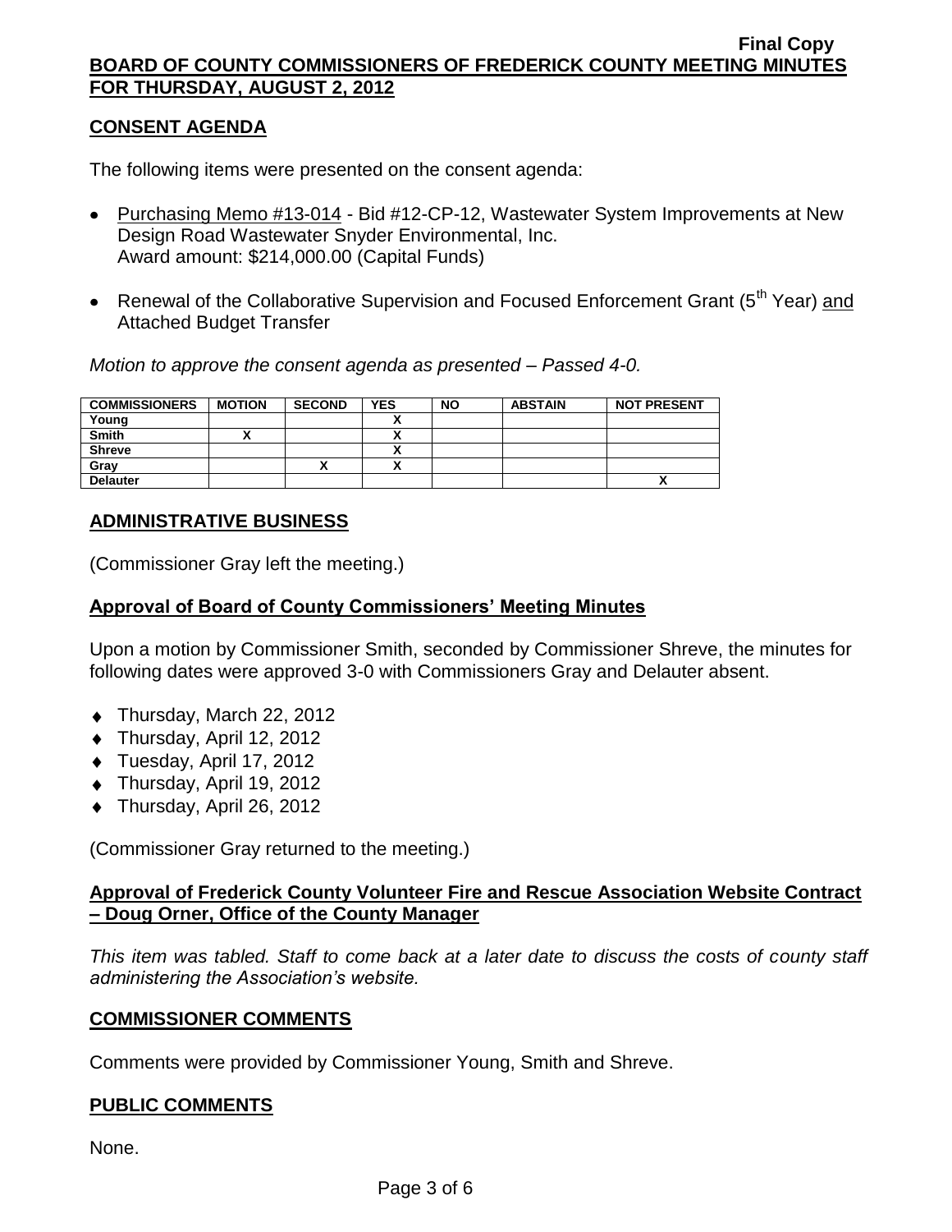## CONSENT AGENDA

The following items were presented on the consent agenda:

- Purchasing Memo #13-014 - Bid #12-CP-12, Wastewater System Improvements at New Design Road Wastewater Snyder Environmental, Inc.
  Award amount: $214,000.00 (Capital Funds)
- Renewal of the Collaborative Supervision and Focused Enforcement Grant (5th Year) and Attached Budget Transfer

*Motion to approve the consent agenda as presented – Passed 4-0.*

| COMMISSIONERS | MOTION | SECOND | YES | NO | ABSTAIN | NOT PRESENT |
|---|---|---|---|---|---|---|
| Young | | | X | | | |
| Smith | X | | X | | | |
| Shreve | | | X | | | |
| Gray | | X | X | | | |
| Delauter | | | | | | X |

## ADMINISTRATIVE BUSINESS

(Commissioner Gray left the meeting.)

### Approval of Board of County Commissioners' Meeting Minutes

Upon a motion by Commissioner Smith, seconded by Commissioner Shreve, the minutes for following dates were approved 3-0 with Commissioners Gray and Delauter absent.

- Thursday, March 22, 2012
- Thursday, April 12, 2012
- Tuesday, April 17, 2012
- Thursday, April 19, 2012
- Thursday, April 26, 2012

(Commissioner Gray returned to the meeting.)

### Approval of Frederick County Volunteer Fire and Rescue Association Website Contract – Doug Orner, Office of the County Manager

*This item was tabled. Staff to come back at a later date to discuss the costs of county staff administering the Association's website.*

## COMMISSIONER COMMENTS

Comments were provided by Commissioner Young, Smith and Shreve.

## PUBLIC COMMENTS

None.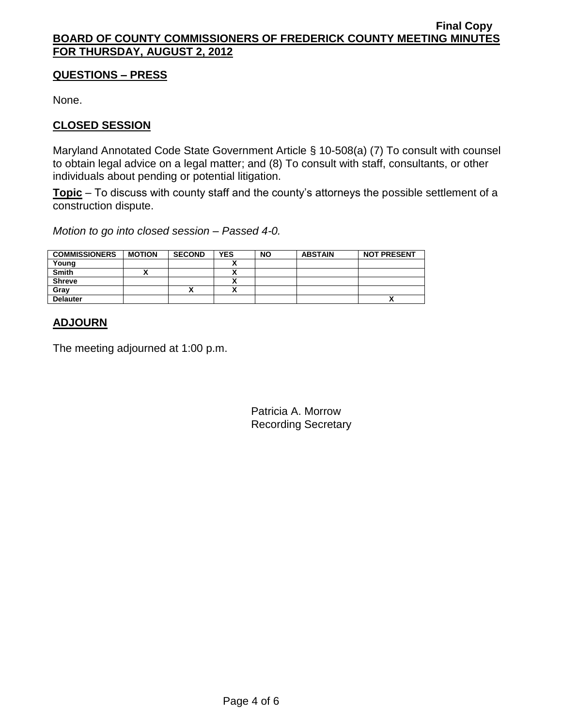## QUESTIONS – PRESS

None.

## CLOSED SESSION

Maryland Annotated Code State Government Article § 10-508(a) (7) To consult with counsel to obtain legal advice on a legal matter; and (8) To consult with staff, consultants, or other individuals about pending or potential litigation.

**Topic** – To discuss with county staff and the county's attorneys the possible settlement of a construction dispute.

*Motion to go into closed session – Passed 4-0.*

| COMMISSIONERS | MOTION | SECOND | YES | NO | ABSTAIN | NOT PRESENT |
|---|---|---|---|---|---|---|
| Young | | | X | | | |
| Smith | X | | X | | | |
| Shreve | | | X | | | |
| Gray | | X | X | | | |
| Delauter | | | | | | X |

## ADJOURN

The meeting adjourned at 1:00 p.m.

Patricia A. Morrow
Recording Secretary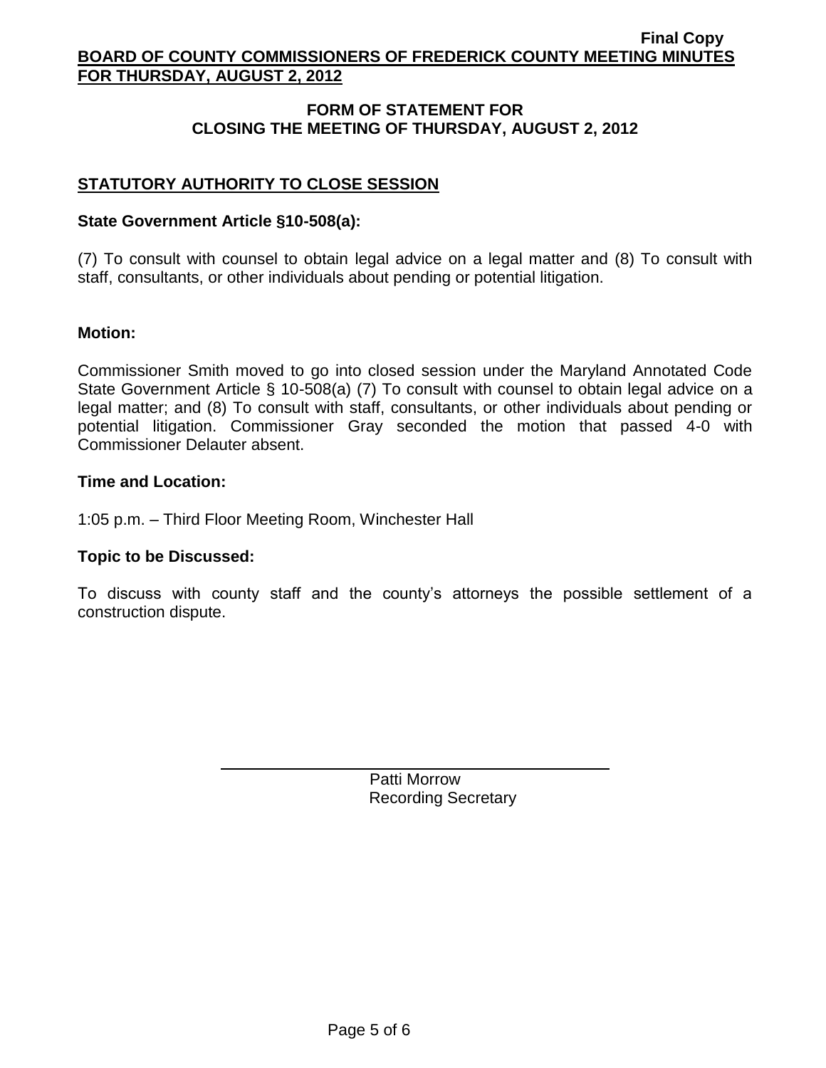## FORM OF STATEMENT FOR CLOSING THE MEETING OF THURSDAY, AUGUST 2, 2012

### STATUTORY AUTHORITY TO CLOSE SESSION

**State Government Article §10-508(a):**

(7) To consult with counsel to obtain legal advice on a legal matter and (8) To consult with staff, consultants, or other individuals about pending or potential litigation.

**Motion:**

Commissioner Smith moved to go into closed session under the Maryland Annotated Code State Government Article § 10-508(a) (7) To consult with counsel to obtain legal advice on a legal matter; and (8) To consult with staff, consultants, or other individuals about pending or potential litigation. Commissioner Gray seconded the motion that passed 4-0 with Commissioner Delauter absent.

**Time and Location:**

1:05 p.m. – Third Floor Meeting Room, Winchester Hall

**Topic to be Discussed:**

To discuss with county staff and the county's attorneys the possible settlement of a construction dispute.

Patti Morrow
Recording Secretary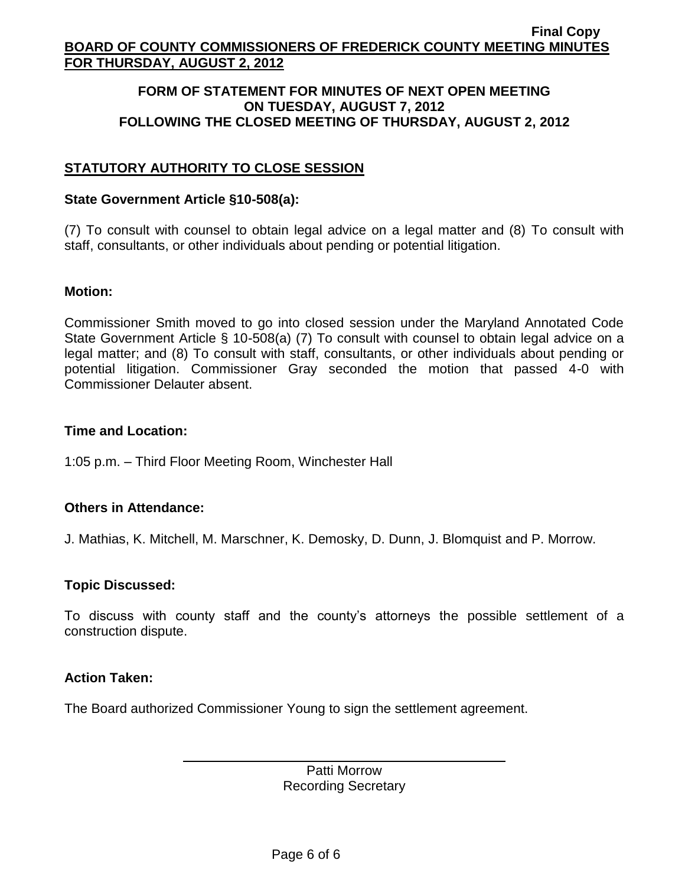**FORM OF STATEMENT FOR MINUTES OF NEXT OPEN MEETING ON TUESDAY, AUGUST 7, 2012 FOLLOWING THE CLOSED MEETING OF THURSDAY, AUGUST 2, 2012**

## STATUTORY AUTHORITY TO CLOSE SESSION

**State Government Article §10-508(a):**

(7) To consult with counsel to obtain legal advice on a legal matter and (8) To consult with staff, consultants, or other individuals about pending or potential litigation.

**Motion:**

Commissioner Smith moved to go into closed session under the Maryland Annotated Code State Government Article § 10-508(a) (7) To consult with counsel to obtain legal advice on a legal matter; and (8) To consult with staff, consultants, or other individuals about pending or potential litigation. Commissioner Gray seconded the motion that passed 4-0 with Commissioner Delauter absent.

**Time and Location:**

1:05 p.m. – Third Floor Meeting Room, Winchester Hall

**Others in Attendance:**

J. Mathias, K. Mitchell, M. Marschner, K. Demosky, D. Dunn, J. Blomquist and P. Morrow.

**Topic Discussed:**

To discuss with county staff and the county's attorneys the possible settlement of a construction dispute.

**Action Taken:**

The Board authorized Commissioner Young to sign the settlement agreement.

Patti Morrow
Recording Secretary